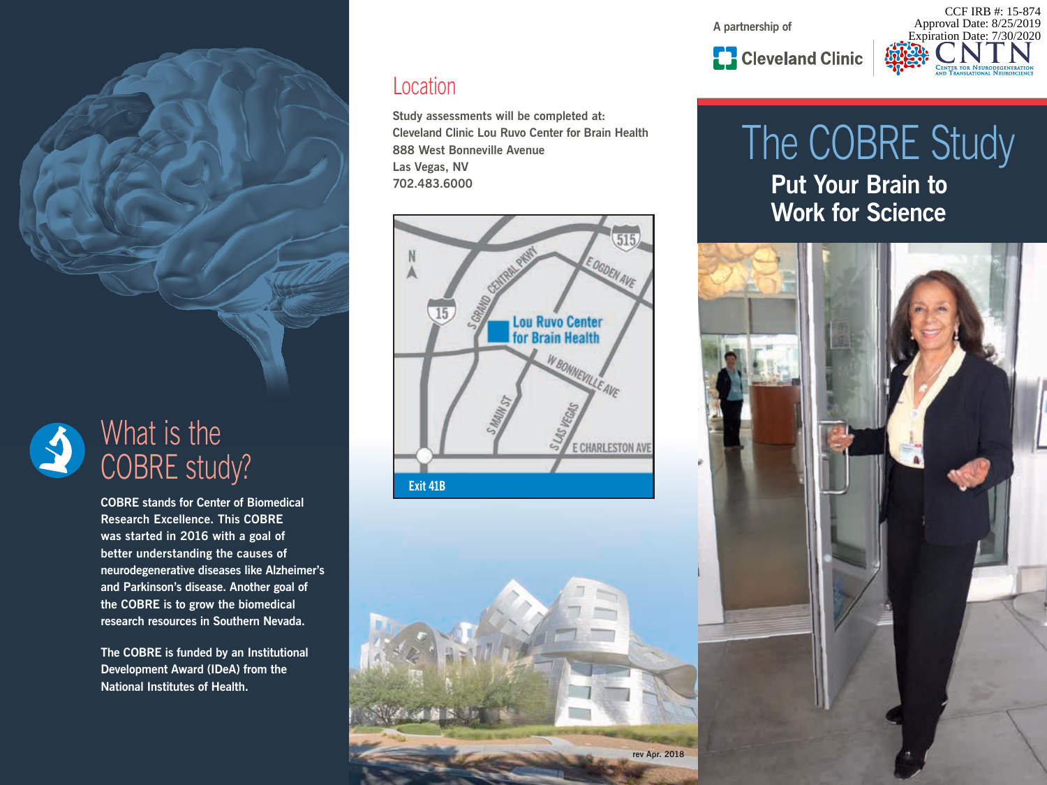# What is the COBRE study?

COBRE stands for Center of Biomedical Research Excellence. This COBRE was started in 2016 with a goal of better understanding the causes of neurodegenerative diseases like Alzheimer's and Parkinson's disease. Another goal of the COBRE is to grow the biomedical research resources in Southern Nevada.

The COBRE is funded by an Institutional Development Award (IDeA) from the National Institutes of Health.

## Location

Study assessments will be completed at:
Cleveland Clinic Lou Ruvo Center for Brain Health
888 West Bonneville Avenue
Las Vegas, NV
702.483.6000

Lou Ruvo Center for Brain Health

Exit 41B

rev Apr. 2018

CCF IRB #: 15-874
Approval Date: 8/25/2019
Expiration Date: 7/30/2020

A partnership of

Cleveland Clinic

CNTN Center for Neurodegeneration and Translational Neuroscience

# The COBRE Study

## Put Your Brain to Work for Science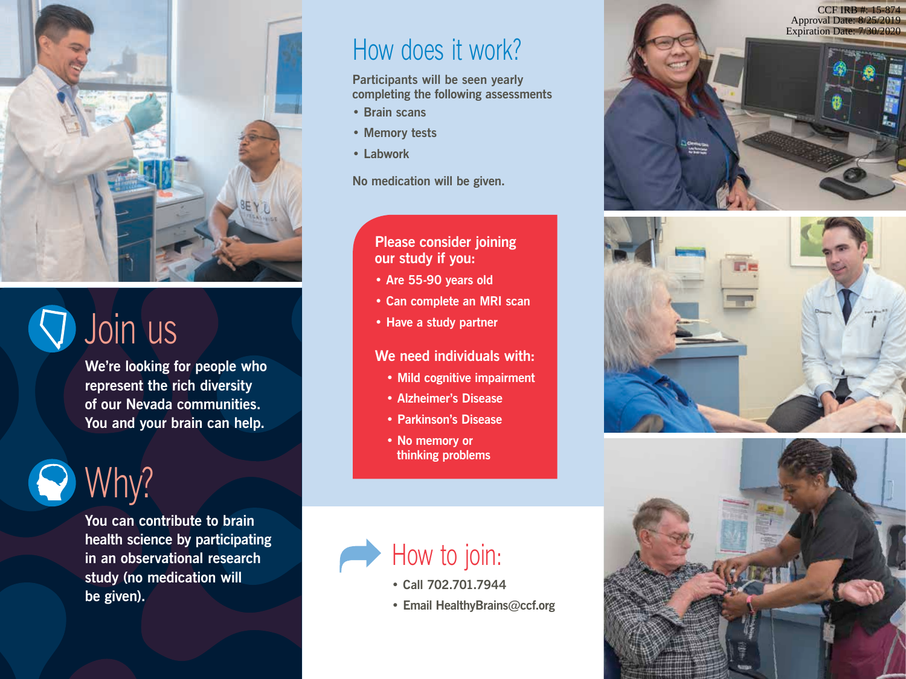CCF IRB #: 15-874
Approval Date: 8/25/2019
Expiration Date: 7/30/2020

## Join us

We're looking for people who represent the rich diversity of our Nevada communities. You and your brain can help.

## Why?

You can contribute to brain health science by participating in an observational research study (no medication will be given).

## How does it work?

Participants will be seen yearly completing the following assessments

- Brain scans
- Memory tests
- Labwork

No medication will be given.

### Please consider joining our study if you:

- Are 55-90 years old
- Can complete an MRI scan
- Have a study partner

### We need individuals with:

- Mild cognitive impairment
- Alzheimer's Disease
- Parkinson's Disease
- No memory or thinking problems

## How to join:

- Call 702.701.7944
- Email HealthyBrains@ccf.org